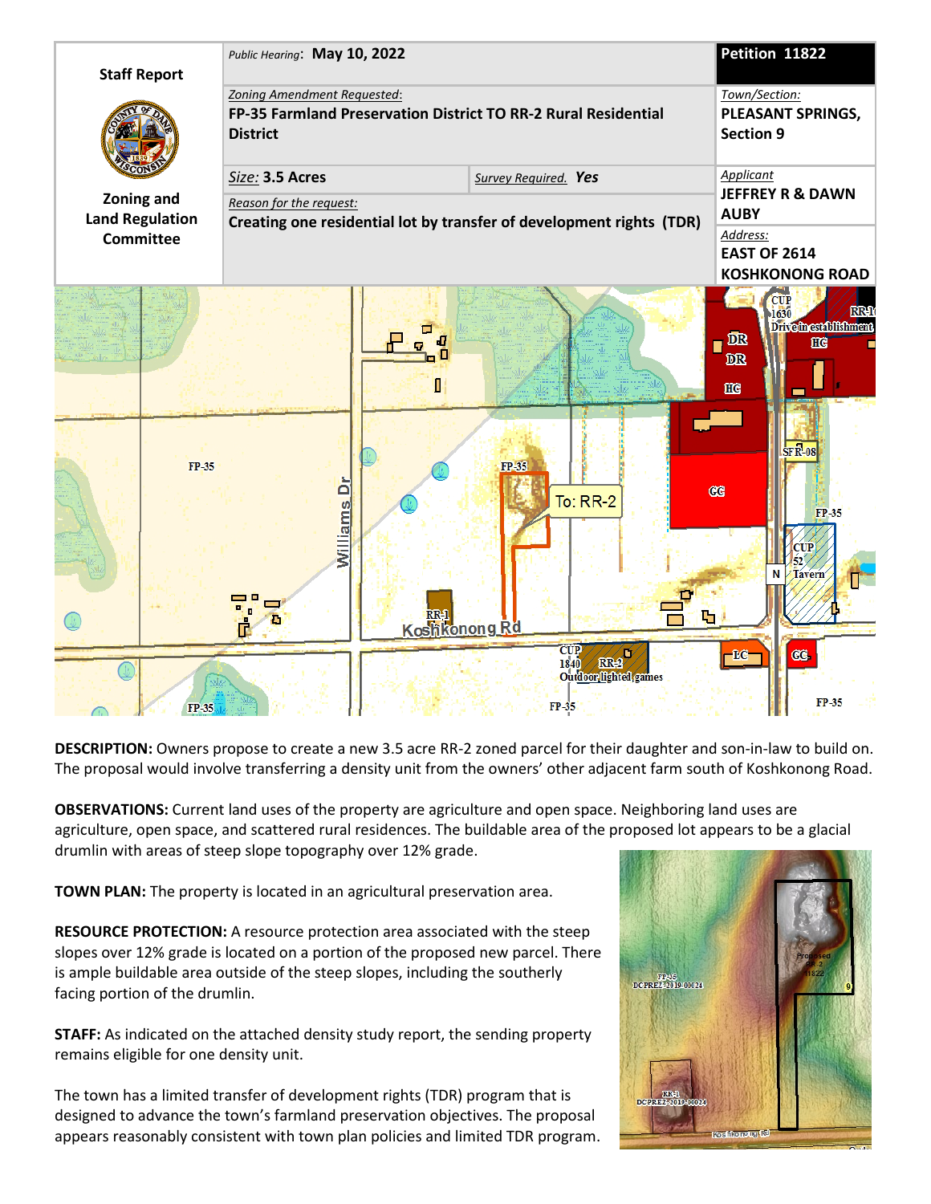| Staff Report<br><br>Zoning and Land Regulation Committee | *Public Hearing*: **May 10, 2022** | | **Petition 11822** |
|---|---|---|---|
| | *Zoning Amendment Requested*:<br>**FP-35 Farmland Preservation District TO RR-2 Rural Residential District** | | *Town/Section:*<br>**PLEASANT SPRINGS, Section 9** |
| | *Size:* **3.5 Acres** | *Survey Required.* ***Yes*** | *Applicant*<br>**JEFFREY R & DAWN AUBY** |
| | *Reason for the request:*<br>**Creating one residential lot by transfer of development rights (TDR)** | | *Address:*<br>**EAST OF 2614 KOSHKONONG ROAD** |

**DESCRIPTION:** Owners propose to create a new 3.5 acre RR-2 zoned parcel for their daughter and son-in-law to build on. The proposal would involve transferring a density unit from the owners' other adjacent farm south of Koshkonong Road.

**OBSERVATIONS:** Current land uses of the property are agriculture and open space. Neighboring land uses are agriculture, open space, and scattered rural residences. The buildable area of the proposed lot appears to be a glacial drumlin with areas of steep slope topography over 12% grade.

**TOWN PLAN:** The property is located in an agricultural preservation area.

**RESOURCE PROTECTION:** A resource protection area associated with the steep slopes over 12% grade is located on a portion of the proposed new parcel. There is ample buildable area outside of the steep slopes, including the southerly facing portion of the drumlin.

**STAFF:** As indicated on the attached density study report, the sending property remains eligible for one density unit.

The town has a limited transfer of development rights (TDR) program that is designed to advance the town's farmland preservation objectives. The proposal appears reasonably consistent with town plan policies and limited TDR program.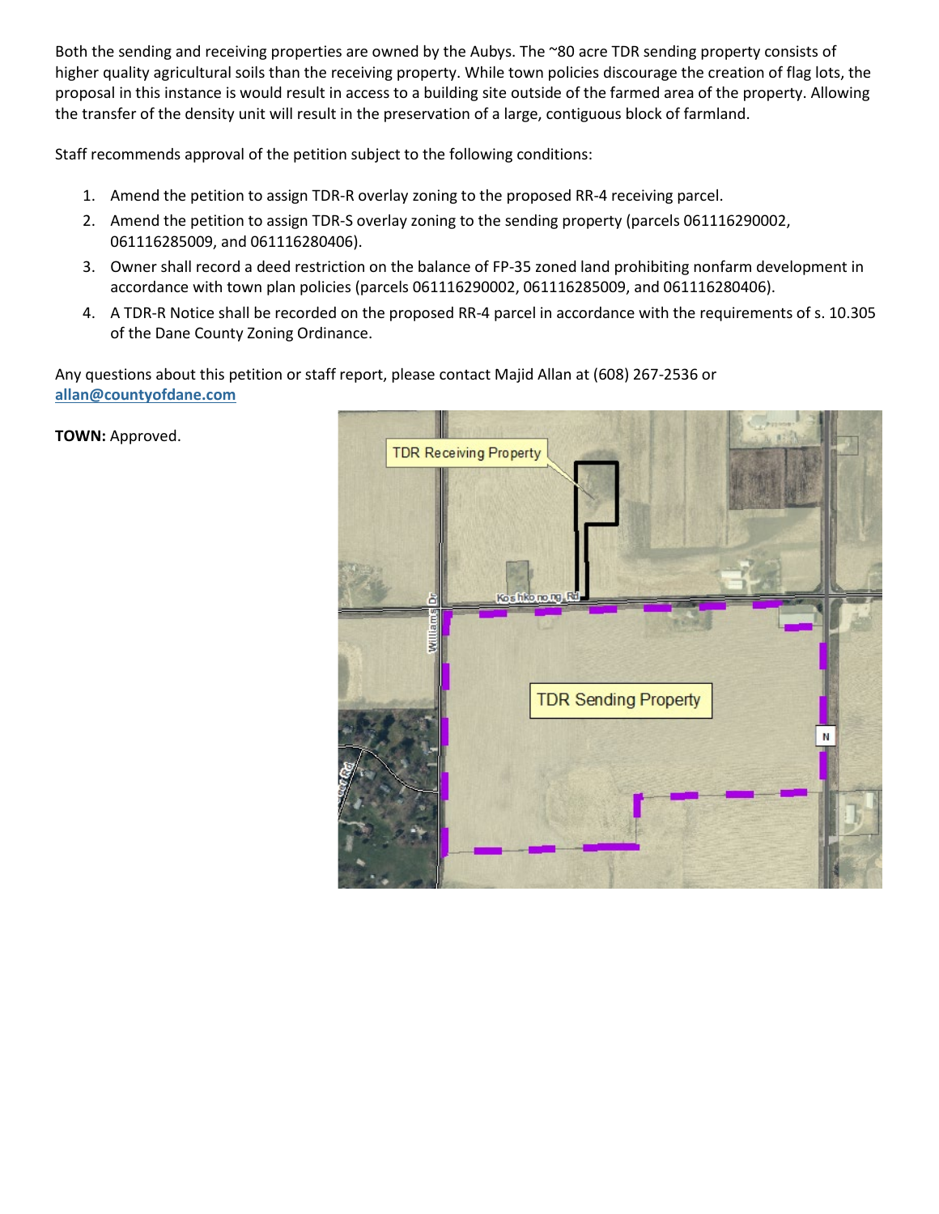Both the sending and receiving properties are owned by the Aubys. The ~80 acre TDR sending property consists of higher quality agricultural soils than the receiving property. While town policies discourage the creation of flag lots, the proposal in this instance is would result in access to a building site outside of the farmed area of the property. Allowing the transfer of the density unit will result in the preservation of a large, contiguous block of farmland.

Staff recommends approval of the petition subject to the following conditions:

1. Amend the petition to assign TDR-R overlay zoning to the proposed RR-4 receiving parcel.
2. Amend the petition to assign TDR-S overlay zoning to the sending property (parcels 061116290002, 061116285009, and 061116280406).
3. Owner shall record a deed restriction on the balance of FP-35 zoned land prohibiting nonfarm development in accordance with town plan policies (parcels 061116290002, 061116285009, and 061116280406).
4. A TDR-R Notice shall be recorded on the proposed RR-4 parcel in accordance with the requirements of s. 10.305 of the Dane County Zoning Ordinance.

Any questions about this petition or staff report, please contact Majid Allan at (608) 267-2536 or allan@countyofdane.com

**TOWN:** Approved.

TDR Receiving Property

Koshkonong Rd

Williams Dr

TDR Sending Property

N